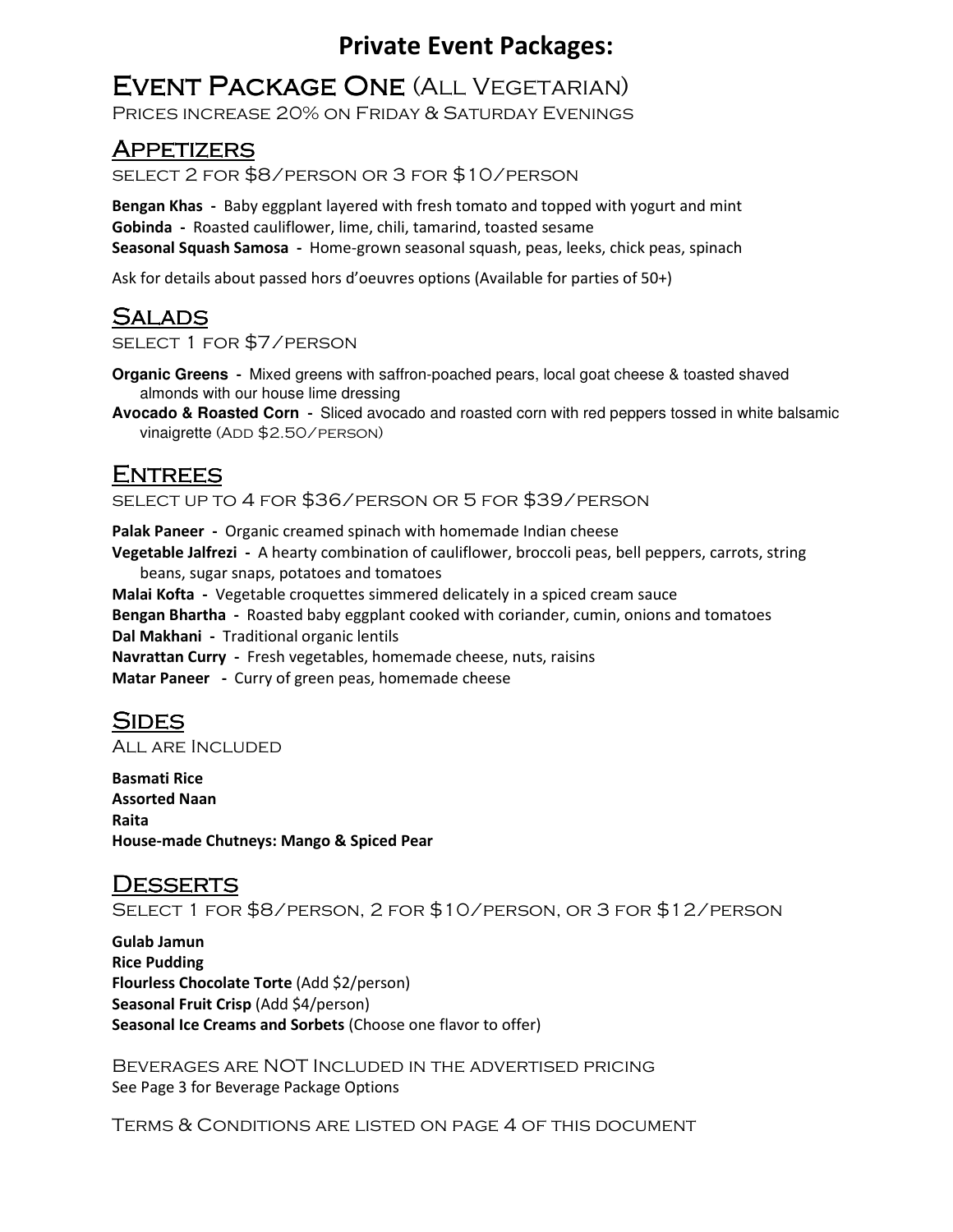# Private Event Packages:

## Event Package One (All Vegetarian)

Prices increase 20% on Friday & Saturday Evenings

### Appetizers

select 2 for $8/person or 3 for $10/person

**Bengan Khas -** Baby eggplant layered with fresh tomato and topped with yogurt and mint
**Gobinda -** Roasted cauliflower, lime, chili, tamarind, toasted sesame
**Seasonal Squash Samosa -** Home-grown seasonal squash, peas, leeks, chick peas, spinach

Ask for details about passed hors d'oeuvres options (Available for parties of 50+)

### Salads

select 1 for $7/person

**Organic Greens -** Mixed greens with saffron-poached pears, local goat cheese & toasted shaved almonds with our house lime dressing
**Avocado & Roasted Corn -** Sliced avocado and roasted corn with red peppers tossed in white balsamic vinaigrette (Add $2.50/person)

### Entrees

select up to 4 for $36/person or 5 for $39/person

**Palak Paneer -** Organic creamed spinach with homemade Indian cheese
**Vegetable Jalfrezi -** A hearty combination of cauliflower, broccoli peas, bell peppers, carrots, string beans, sugar snaps, potatoes and tomatoes
**Malai Kofta -** Vegetable croquettes simmered delicately in a spiced cream sauce
**Bengan Bhartha -** Roasted baby eggplant cooked with coriander, cumin, onions and tomatoes
**Dal Makhani -** Traditional organic lentils
**Navrattan Curry -** Fresh vegetables, homemade cheese, nuts, raisins
**Matar Paneer -** Curry of green peas, homemade cheese

### Sides

All are Included

**Basmati Rice**
**Assorted Naan**
**Raita**
**House-made Chutneys: Mango & Spiced Pear**

### Desserts

Select 1 for $8/person, 2 for $10/person, or 3 for $12/person

**Gulab Jamun**
**Rice Pudding**
**Flourless Chocolate Torte** (Add $2/person)
**Seasonal Fruit Crisp** (Add $4/person)
**Seasonal Ice Creams and Sorbets** (Choose one flavor to offer)

Beverages are NOT Included in the advertised pricing
See Page 3 for Beverage Package Options

Terms & Conditions are listed on page 4 of this document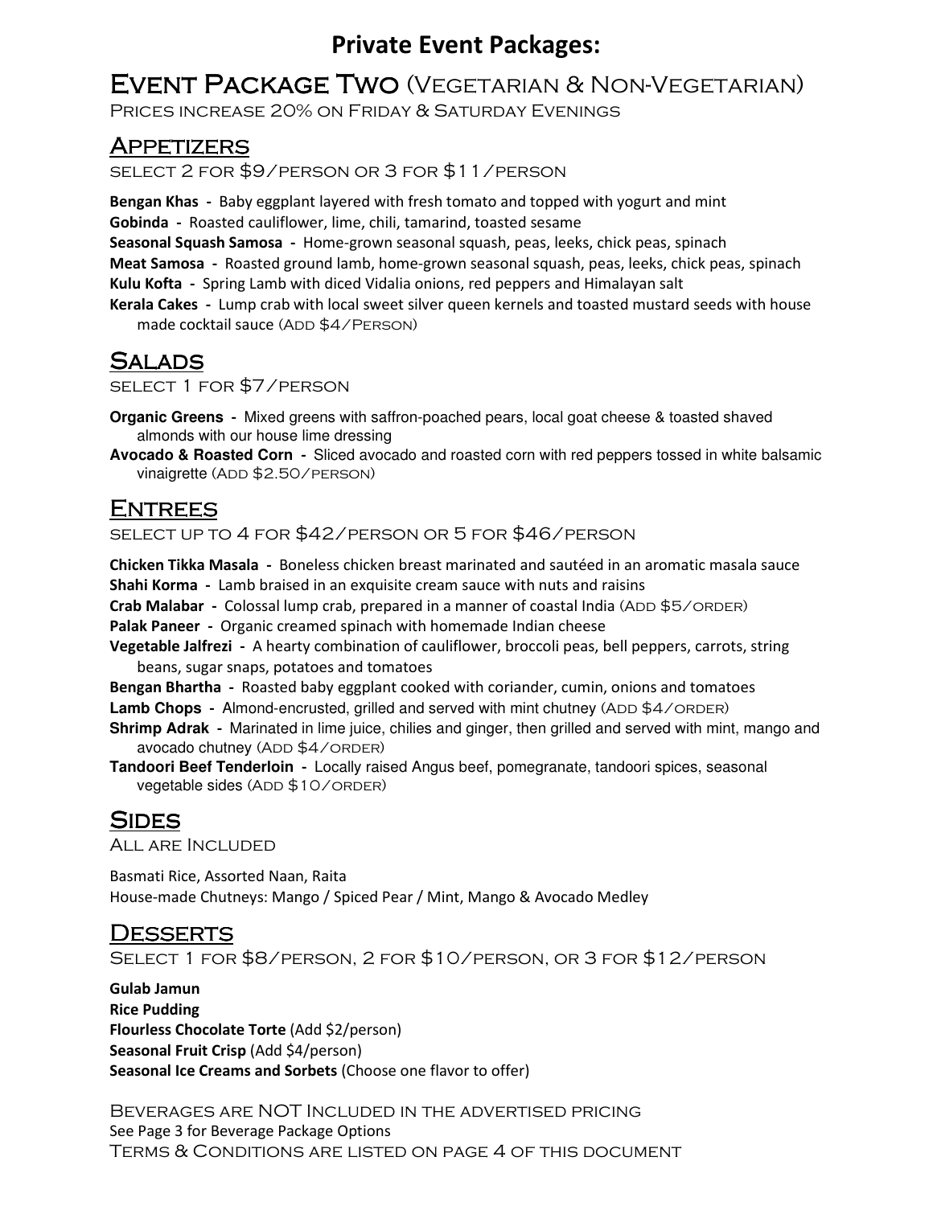# Private Event Packages:

## Event Package Two (Vegetarian & Non-Vegetarian)

Prices increase 20% on Friday & Saturday Evenings

### Appetizers

select 2 for $9/person or 3 for $11/person

**Bengan Khas** - Baby eggplant layered with fresh tomato and topped with yogurt and mint
**Gobinda** - Roasted cauliflower, lime, chili, tamarind, toasted sesame
**Seasonal Squash Samosa** - Home-grown seasonal squash, peas, leeks, chick peas, spinach
**Meat Samosa** - Roasted ground lamb, home-grown seasonal squash, peas, leeks, chick peas, spinach
**Kulu Kofta** - Spring Lamb with diced Vidalia onions, red peppers and Himalayan salt
**Kerala Cakes** - Lump crab with local sweet silver queen kernels and toasted mustard seeds with house made cocktail sauce (Add $4/Person)

### Salads

select 1 for $7/person

**Organic Greens** - Mixed greens with saffron-poached pears, local goat cheese & toasted shaved almonds with our house lime dressing
**Avocado & Roasted Corn** - Sliced avocado and roasted corn with red peppers tossed in white balsamic vinaigrette (Add $2.50/person)

### Entrees

select up to 4 for $42/person or 5 for $46/person

**Chicken Tikka Masala** - Boneless chicken breast marinated and sautéed in an aromatic masala sauce
**Shahi Korma** - Lamb braised in an exquisite cream sauce with nuts and raisins
**Crab Malabar** - Colossal lump crab, prepared in a manner of coastal India (Add $5/order)
**Palak Paneer** - Organic creamed spinach with homemade Indian cheese
**Vegetable Jalfrezi** - A hearty combination of cauliflower, broccoli peas, bell peppers, carrots, string beans, sugar snaps, potatoes and tomatoes
**Bengan Bhartha** - Roasted baby eggplant cooked with coriander, cumin, onions and tomatoes
**Lamb Chops** - Almond-encrusted, grilled and served with mint chutney (Add $4/order)
**Shrimp Adrak** - Marinated in lime juice, chilies and ginger, then grilled and served with mint, mango and avocado chutney (Add $4/order)
**Tandoori Beef Tenderloin** - Locally raised Angus beef, pomegranate, tandoori spices, seasonal vegetable sides (Add $10/order)

### Sides

All are Included

Basmati Rice, Assorted Naan, Raita
House-made Chutneys: Mango / Spiced Pear / Mint, Mango & Avocado Medley

### Desserts

Select 1 for $8/person, 2 for $10/person, or 3 for $12/person

**Gulab Jamun**
**Rice Pudding**
**Flourless Chocolate Torte** (Add $2/person)
**Seasonal Fruit Crisp** (Add $4/person)
**Seasonal Ice Creams and Sorbets** (Choose one flavor to offer)

Beverages are NOT Included in the advertised pricing
See Page 3 for Beverage Package Options
Terms & Conditions are listed on page 4 of this document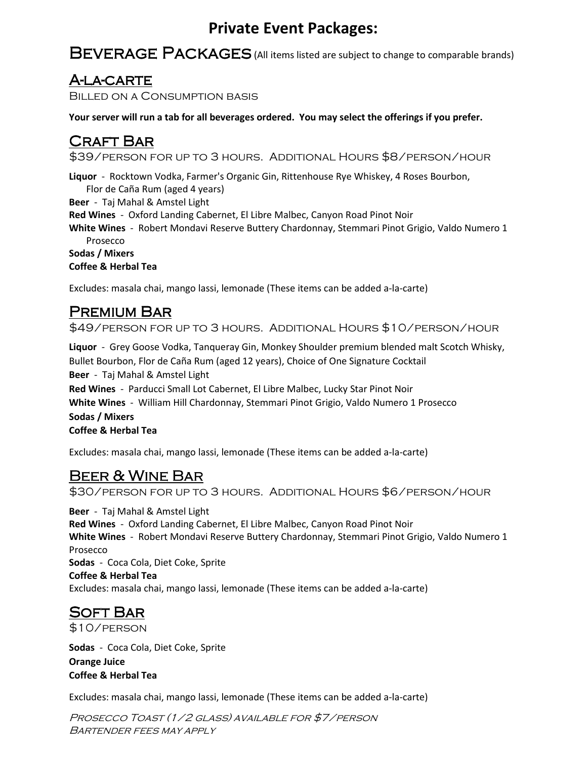# Private Event Packages:

## Beverage Packages (All items listed are subject to change to comparable brands)

### A-la-carte

Billed on a Consumption basis

**Your server will run a tab for all beverages ordered. You may select the offerings if you prefer.**

### Craft Bar

$39/person for up to 3 hours. Additional Hours $8/person/hour

**Liquor** - Rocktown Vodka, Farmer's Organic Gin, Rittenhouse Rye Whiskey, 4 Roses Bourbon, Flor de Caña Rum (aged 4 years)
**Beer** - Taj Mahal & Amstel Light
**Red Wines** - Oxford Landing Cabernet, El Libre Malbec, Canyon Road Pinot Noir
**White Wines** - Robert Mondavi Reserve Buttery Chardonnay, Stemmari Pinot Grigio, Valdo Numero 1 Prosecco
**Sodas / Mixers**
**Coffee & Herbal Tea**

Excludes: masala chai, mango lassi, lemonade (These items can be added a-la-carte)

### Premium Bar

$49/person for up to 3 hours. Additional Hours $10/person/hour

**Liquor** - Grey Goose Vodka, Tanqueray Gin, Monkey Shoulder premium blended malt Scotch Whisky, Bullet Bourbon, Flor de Caña Rum (aged 12 years), Choice of One Signature Cocktail
**Beer** - Taj Mahal & Amstel Light
**Red Wines** - Parducci Small Lot Cabernet, El Libre Malbec, Lucky Star Pinot Noir
**White Wines** - William Hill Chardonnay, Stemmari Pinot Grigio, Valdo Numero 1 Prosecco
**Sodas / Mixers**
**Coffee & Herbal Tea**

Excludes: masala chai, mango lassi, lemonade (These items can be added a-la-carte)

### Beer & Wine Bar

$30/person for up to 3 hours. Additional Hours $6/person/hour

**Beer** - Taj Mahal & Amstel Light
**Red Wines** - Oxford Landing Cabernet, El Libre Malbec, Canyon Road Pinot Noir
**White Wines** - Robert Mondavi Reserve Buttery Chardonnay, Stemmari Pinot Grigio, Valdo Numero 1 Prosecco
**Sodas** - Coca Cola, Diet Coke, Sprite
**Coffee & Herbal Tea**
Excludes: masala chai, mango lassi, lemonade (These items can be added a-la-carte)

### Soft Bar

$10/person

**Sodas** - Coca Cola, Diet Coke, Sprite
**Orange Juice**
**Coffee & Herbal Tea**

Excludes: masala chai, mango lassi, lemonade (These items can be added a-la-carte)

*Prosecco Toast (1/2 glass) available for $7/person*
*Bartender fees may apply*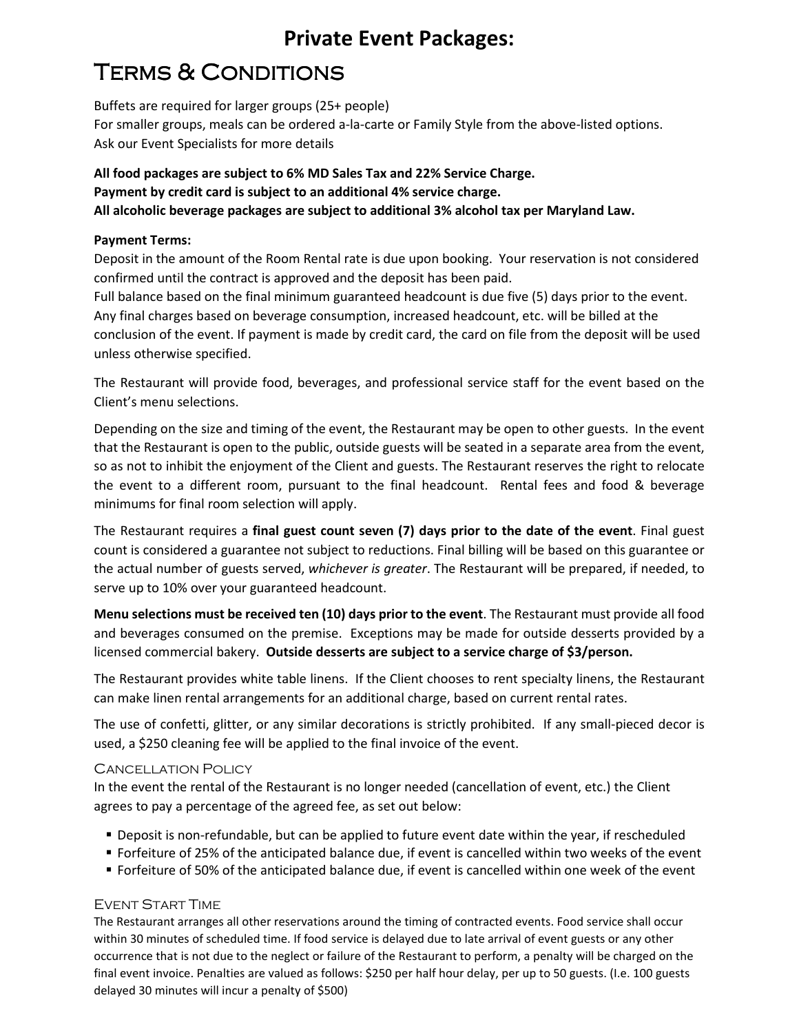# Private Event Packages:

# Terms & Conditions

Buffets are required for larger groups (25+ people)
For smaller groups, meals can be ordered a-la-carte or Family Style from the above-listed options.
Ask our Event Specialists for more details

**All food packages are subject to 6% MD Sales Tax and 22% Service Charge.**
**Payment by credit card is subject to an additional 4% service charge.**
**All alcoholic beverage packages are subject to additional 3% alcohol tax per Maryland Law.**

**Payment Terms:**
Deposit in the amount of the Room Rental rate is due upon booking. Your reservation is not considered confirmed until the contract is approved and the deposit has been paid.
Full balance based on the final minimum guaranteed headcount is due five (5) days prior to the event. Any final charges based on beverage consumption, increased headcount, etc. will be billed at the conclusion of the event. If payment is made by credit card, the card on file from the deposit will be used unless otherwise specified.

The Restaurant will provide food, beverages, and professional service staff for the event based on the Client's menu selections.

Depending on the size and timing of the event, the Restaurant may be open to other guests. In the event that the Restaurant is open to the public, outside guests will be seated in a separate area from the event, so as not to inhibit the enjoyment of the Client and guests. The Restaurant reserves the right to relocate the event to a different room, pursuant to the final headcount. Rental fees and food & beverage minimums for final room selection will apply.

The Restaurant requires a **final guest count seven (7) days prior to the date of the event**. Final guest count is considered a guarantee not subject to reductions. Final billing will be based on this guarantee or the actual number of guests served, *whichever is greater*. The Restaurant will be prepared, if needed, to serve up to 10% over your guaranteed headcount.

**Menu selections must be received ten (10) days prior to the event**. The Restaurant must provide all food and beverages consumed on the premise. Exceptions may be made for outside desserts provided by a licensed commercial bakery. **Outside desserts are subject to a service charge of $3/person.**

The Restaurant provides white table linens. If the Client chooses to rent specialty linens, the Restaurant can make linen rental arrangements for an additional charge, based on current rental rates.

The use of confetti, glitter, or any similar decorations is strictly prohibited. If any small-pieced decor is used, a $250 cleaning fee will be applied to the final invoice of the event.

## Cancellation Policy

In the event the rental of the Restaurant is no longer needed (cancellation of event, etc.) the Client agrees to pay a percentage of the agreed fee, as set out below:

- Deposit is non-refundable, but can be applied to future event date within the year, if rescheduled
- Forfeiture of 25% of the anticipated balance due, if event is cancelled within two weeks of the event
- Forfeiture of 50% of the anticipated balance due, if event is cancelled within one week of the event

## Event Start Time

The Restaurant arranges all other reservations around the timing of contracted events. Food service shall occur within 30 minutes of scheduled time. If food service is delayed due to late arrival of event guests or any other occurrence that is not due to the neglect or failure of the Restaurant to perform, a penalty will be charged on the final event invoice. Penalties are valued as follows: $250 per half hour delay, per up to 50 guests. (I.e. 100 guests delayed 30 minutes will incur a penalty of $500)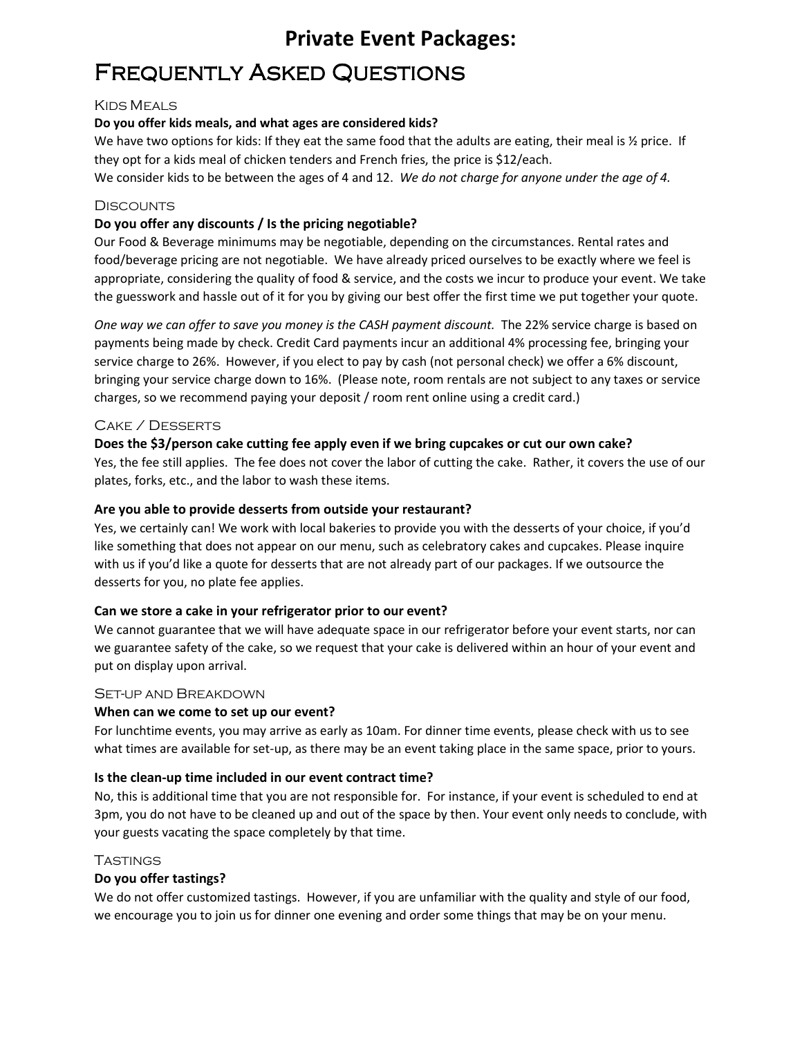# Private Event Packages:

# Frequently Asked Questions

### Kids Meals

**Do you offer kids meals, and what ages are considered kids?**

We have two options for kids: If they eat the same food that the adults are eating, their meal is ½ price. If they opt for a kids meal of chicken tenders and French fries, the price is $12/each.

We consider kids to be between the ages of 4 and 12. *We do not charge for anyone under the age of 4.*

### Discounts

**Do you offer any discounts / Is the pricing negotiable?**

Our Food & Beverage minimums may be negotiable, depending on the circumstances. Rental rates and food/beverage pricing are not negotiable. We have already priced ourselves to be exactly where we feel is appropriate, considering the quality of food & service, and the costs we incur to produce your event. We take the guesswork and hassle out of it for you by giving our best offer the first time we put together your quote.

*One way we can offer to save you money is the CASH payment discount.* The 22% service charge is based on payments being made by check. Credit Card payments incur an additional 4% processing fee, bringing your service charge to 26%. However, if you elect to pay by cash (not personal check) we offer a 6% discount, bringing your service charge down to 16%. (Please note, room rentals are not subject to any taxes or service charges, so we recommend paying your deposit / room rent online using a credit card.)

### Cake / Desserts

**Does the $3/person cake cutting fee apply even if we bring cupcakes or cut our own cake?**

Yes, the fee still applies. The fee does not cover the labor of cutting the cake. Rather, it covers the use of our plates, forks, etc., and the labor to wash these items.

**Are you able to provide desserts from outside your restaurant?**

Yes, we certainly can! We work with local bakeries to provide you with the desserts of your choice, if you'd like something that does not appear on our menu, such as celebratory cakes and cupcakes. Please inquire with us if you'd like a quote for desserts that are not already part of our packages. If we outsource the desserts for you, no plate fee applies.

**Can we store a cake in your refrigerator prior to our event?**

We cannot guarantee that we will have adequate space in our refrigerator before your event starts, nor can we guarantee safety of the cake, so we request that your cake is delivered within an hour of your event and put on display upon arrival.

### Set-up and Breakdown

**When can we come to set up our event?**

For lunchtime events, you may arrive as early as 10am. For dinner time events, please check with us to see what times are available for set-up, as there may be an event taking place in the same space, prior to yours.

**Is the clean-up time included in our event contract time?**

No, this is additional time that you are not responsible for. For instance, if your event is scheduled to end at 3pm, you do not have to be cleaned up and out of the space by then. Your event only needs to conclude, with your guests vacating the space completely by that time.

### Tastings

**Do you offer tastings?**

We do not offer customized tastings. However, if you are unfamiliar with the quality and style of our food, we encourage you to join us for dinner one evening and order some things that may be on your menu.